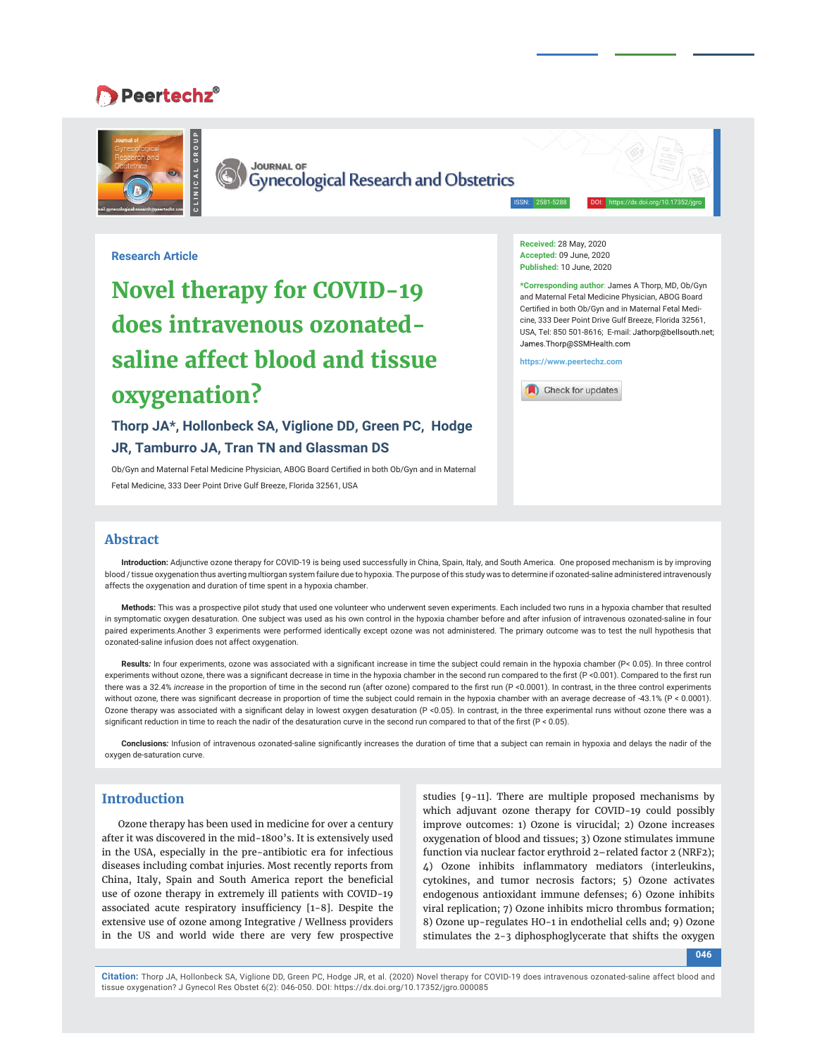Research Article

# Novel therapy for COVID-19 does intravenous ozonated-saline affect blood and tissue oxygenation?

**Thorp JA*, Hollonbeck SA, Viglione DD, Green PC, Hodge JR, Tamburro JA, Tran TN and Glassman DS**

Ob/Gyn and Maternal Fetal Medicine Physician, ABOG Board Certified in both Ob/Gyn and in Maternal Fetal Medicine, 333 Deer Point Drive Gulf Breeze, Florida 32561, USA

**Received:** 28 May, 2020
**Accepted:** 09 June, 2020
**Published:** 10 June, 2020

***Corresponding author**: James A Thorp, MD, Ob/Gyn and Maternal Fetal Medicine Physician, ABOG Board Certified in both Ob/Gyn and in Maternal Fetal Medicine, 333 Deer Point Drive Gulf Breeze, Florida 32561, USA, Tel: 850 501-8616; E-mail: Jathorp@bellsouth.net; James.Thorp@SSMHealth.com

https://www.peertechz.com

## Abstract

**Introduction:** Adjunctive ozone therapy for COVID-19 is being used successfully in China, Spain, Italy, and South America. One proposed mechanism is by improving blood / tissue oxygenation thus averting multiorgan system failure due to hypoxia. The purpose of this study was to determine if ozonated-saline administered intravenously affects the oxygenation and duration of time spent in a hypoxia chamber.

**Methods:** This was a prospective pilot study that used one volunteer who underwent seven experiments. Each included two runs in a hypoxia chamber that resulted in symptomatic oxygen desaturation. One subject was used as his own control in the hypoxia chamber before and after infusion of intravenous ozonated-saline in four paired experiments.Another 3 experiments were performed identically except ozone was not administered. The primary outcome was to test the null hypothesis that ozonated-saline infusion does not affect oxygenation.

**Results:** In four experiments, ozone was associated with a significant increase in time the subject could remain in the hypoxia chamber ($P < 0.05$). In three control experiments without ozone, there was a significant decrease in time in the hypoxia chamber in the second run compared to the first ($P < 0.001$). Compared to the first run there was a 32.4% *increase* in the proportion of time in the second run (after ozone) compared to the first run ($P < 0.0001$). In contrast, in the three control experiments without ozone, there was significant decrease in proportion of time the subject could remain in the hypoxia chamber with an average decrease of -43.1% ($P < 0.0001$). Ozone therapy was associated with a significant delay in lowest oxygen desaturation ($P < 0.05$). In contrast, in the three experimental runs without ozone there was a significant reduction in time to reach the nadir of the desaturation curve in the second run compared to that of the first ($P < 0.05$).

**Conclusions:** Infusion of intravenous ozonated-saline significantly increases the duration of time that a subject can remain in hypoxia and delays the nadir of the oxygen de-saturation curve.

## Introduction

Ozone therapy has been used in medicine for over a century after it was discovered in the mid-1800's. It is extensively used in the USA, especially in the pre-antibiotic era for infectious diseases including combat injuries. Most recently reports from China, Italy, Spain and South America report the beneficial use of ozone therapy in extremely ill patients with COVID-19 associated acute respiratory insufficiency [1-8]. Despite the extensive use of ozone among Integrative / Wellness providers in the US and world wide there are very few prospective studies [9-11]. There are multiple proposed mechanisms by which adjuvant ozone therapy for COVID-19 could possibly improve outcomes: 1) Ozone is virucidal; 2) Ozone increases oxygenation of blood and tissues; 3) Ozone stimulates immune function via nuclear factor erythroid 2–related factor 2 (NRF2); 4) Ozone inhibits inflammatory mediators (interleukins, cytokines, and tumor necrosis factors; 5) Ozone activates endogenous antioxidant immune defenses; 6) Ozone inhibits viral replication; 7) Ozone inhibits micro thrombus formation; 8) Ozone up-regulates HO-1 in endothelial cells and; 9) Ozone stimulates the 2-3 diphosphoglycerate that shifts the oxygen

**Citation:** Thorp JA, Hollonbeck SA, Viglione DD, Green PC, Hodge JR, et al. (2020) Novel therapy for COVID-19 does intravenous ozonated-saline affect blood and tissue oxygenation? J Gynecol Res Obstet 6(2): 046-050. DOI: https://dx.doi.org/10.17352/jgro.000085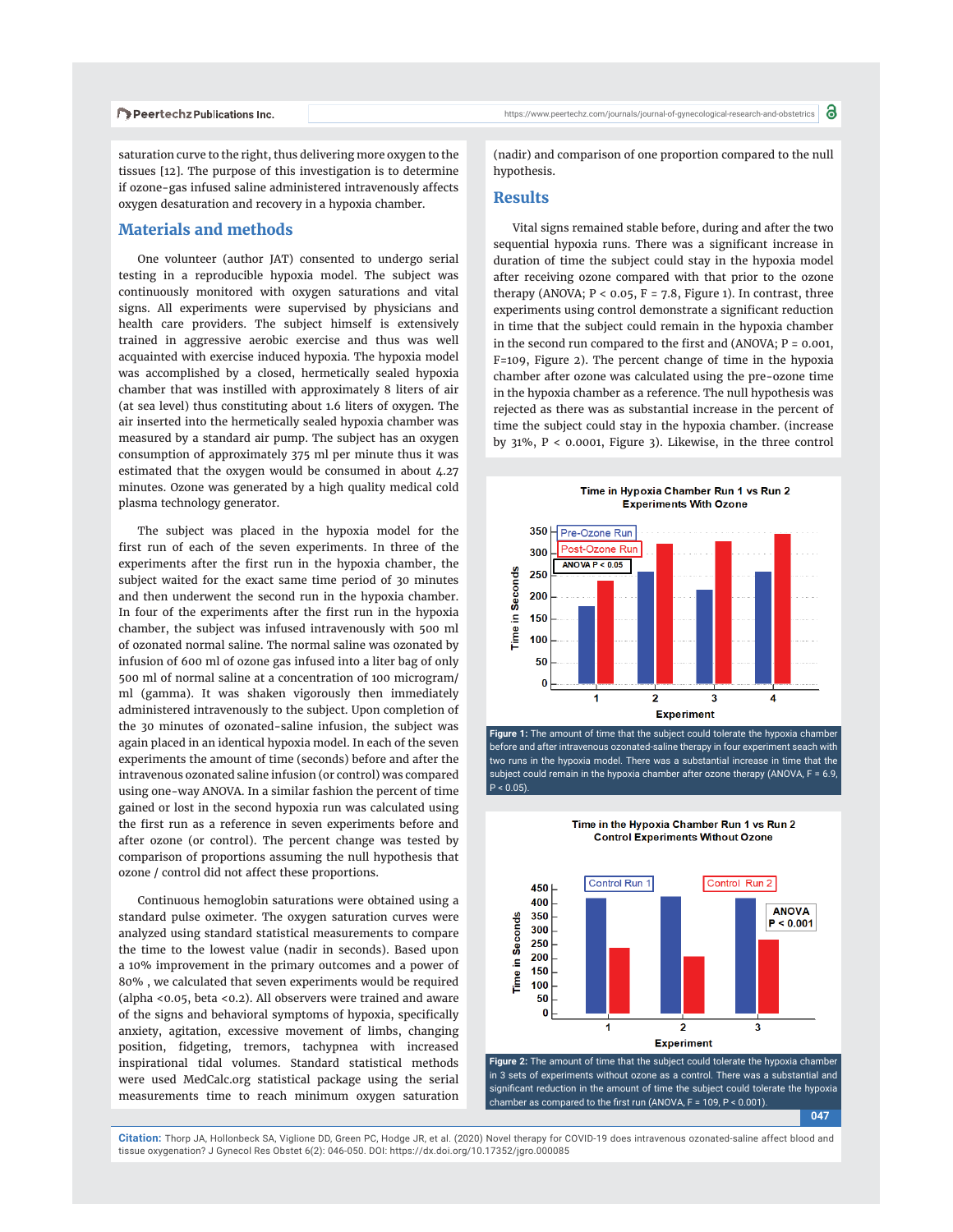saturation curve to the right, thus delivering more oxygen to the tissues [12]. The purpose of this investigation is to determine if ozone-gas infused saline administered intravenously affects oxygen desaturation and recovery in a hypoxia chamber.

## Materials and methods

One volunteer (author JAT) consented to undergo serial testing in a reproducible hypoxia model. The subject was continuously monitored with oxygen saturations and vital signs. All experiments were supervised by physicians and health care providers. The subject himself is extensively trained in aggressive aerobic exercise and thus was well acquainted with exercise induced hypoxia. The hypoxia model was accomplished by a closed, hermetically sealed hypoxia chamber that was instilled with approximately 8 liters of air (at sea level) thus constituting about 1.6 liters of oxygen. The air inserted into the hermetically sealed hypoxia chamber was measured by a standard air pump. The subject has an oxygen consumption of approximately 375 ml per minute thus it was estimated that the oxygen would be consumed in about 4.27 minutes. Ozone was generated by a high quality medical cold plasma technology generator.

The subject was placed in the hypoxia model for the first run of each of the seven experiments. In three of the experiments after the first run in the hypoxia chamber, the subject waited for the exact same time period of 30 minutes and then underwent the second run in the hypoxia chamber. In four of the experiments after the first run in the hypoxia chamber, the subject was infused intravenously with 500 ml of ozonated normal saline. The normal saline was ozonated by infusion of 600 ml of ozone gas infused into a liter bag of only 500 ml of normal saline at a concentration of 100 microgram/ml (gamma). It was shaken vigorously then immediately administered intravenously to the subject. Upon completion of the 30 minutes of ozonated-saline infusion, the subject was again placed in an identical hypoxia model. In each of the seven experiments the amount of time (seconds) before and after the intravenous ozonated saline infusion (or control) was compared using one-way ANOVA. In a similar fashion the percent of time gained or lost in the second hypoxia run was calculated using the first run as a reference in seven experiments before and after ozone (or control). The percent change was tested by comparison of proportions assuming the null hypothesis that ozone / control did not affect these proportions.

Continuous hemoglobin saturations were obtained using a standard pulse oximeter. The oxygen saturation curves were analyzed using standard statistical measurements to compare the time to the lowest value (nadir in seconds). Based upon a 10% improvement in the primary outcomes and a power of 80% , we calculated that seven experiments would be required (alpha <0.05, beta <0.2). All observers were trained and aware of the signs and behavioral symptoms of hypoxia, specifically anxiety, agitation, excessive movement of limbs, changing position, fidgeting, tremors, tachypnea with increased inspirational tidal volumes. Standard statistical methods were used MedCalc.org statistical package using the serial measurements time to reach minimum oxygen saturation (nadir) and comparison of one proportion compared to the null hypothesis.

## Results

Vital signs remained stable before, during and after the two sequential hypoxia runs. There was a significant increase in duration of time the subject could stay in the hypoxia model after receiving ozone compared with that prior to the ozone therapy (ANOVA; P < 0.05, F = 7.8, Figure 1). In contrast, three experiments using control demonstrate a significant reduction in time that the subject could remain in the hypoxia model in the second run compared to the first and (ANOVA; P = 0.001, F=109, Figure 2). The percent change of time in the hypoxia chamber after ozone was calculated using the pre-ozone time in the hypoxia chamber as a reference. The null hypothesis was rejected as there was as substantial increase in the percent of time the subject could stay in the hypoxia chamber. (increase by 31%, P < 0.0001, Figure 3). Likewise, in the three control

**Figure 1:** The amount of time that the subject could tolerate the hypoxia chamber before and after intravenous ozonated-saline therapy in four experiment seach with two runs in the hypoxia model. There was a substantial increase in time that the subject could remain in the hypoxia chamber after ozone therapy (ANOVA, F = 6.9, P < 0.05).

**Figure 2:** The amount of time that the subject could tolerate the hypoxia chamber in 3 sets of experiments without ozone as a control. There was a substantial and significant reduction in the amount of time the subject could tolerate the hypoxia chamber as compared to the first run (ANOVA, F = 109, P < 0.001).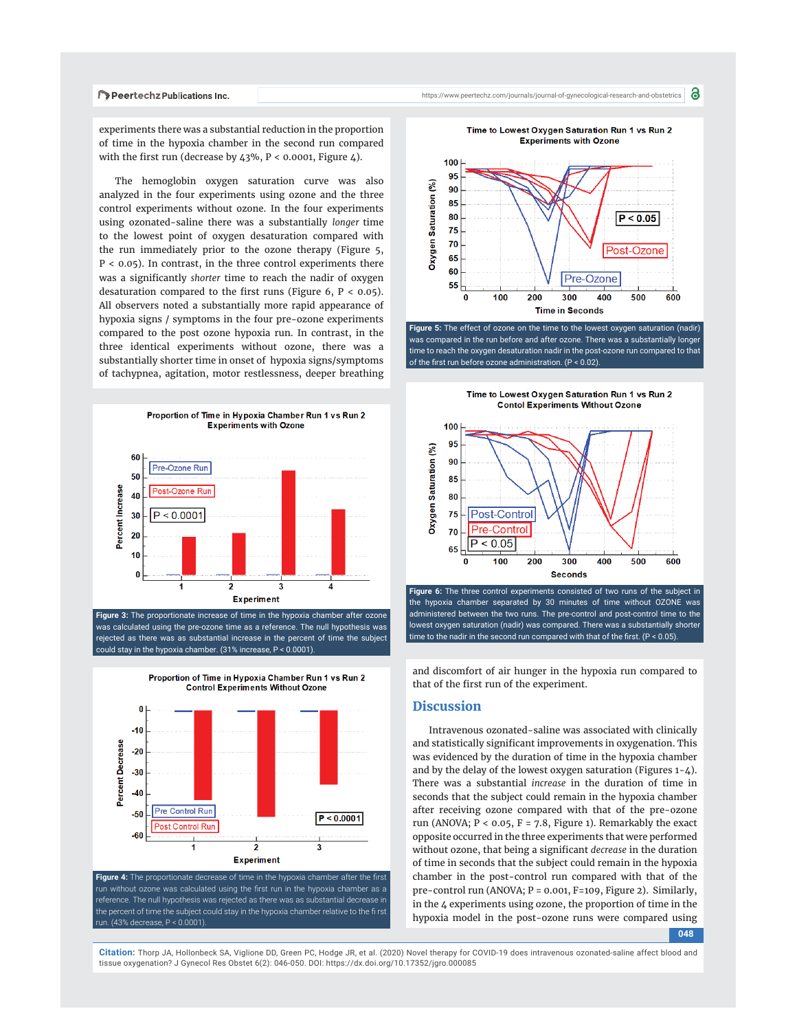experiments there was a substantial reduction in the proportion of time in the hypoxia chamber in the second run compared with the first run (decrease by 43%, $P < 0.0001$, Figure 4).

The hemoglobin oxygen saturation curve was also analyzed in the four experiments using ozone and the three control experiments without ozone. In the four experiments using ozonated-saline there was a substantially *longer* time to the lowest point of oxygen desaturation compared with the run immediately prior to the ozone therapy (Figure 5, $P < 0.05$). In contrast, in the three control experiments there was a significantly *shorter* time to reach the nadir of oxygen desaturation compared to the first runs (Figure 6, $P < 0.05$). All observers noted a substantially more rapid appearance of hypoxia signs / symptoms in the four pre-ozone experiments compared to the post ozone hypoxia run. In contrast, in the three identical experiments without ozone, there was a substantially shorter time in onset of hypoxia signs/symptoms of tachypnea, agitation, motor restlessness, deeper breathing and discomfort of air hunger in the hypoxia run compared to that of the first run of the experiment.

**Figure 3:** The proportionate increase of time in the hypoxia chamber after ozone was calculated using the pre-ozone time as a reference. The null hypothesis was rejected as there was as substantial increase in the percent of time the subject could stay in the hypoxia chamber. (31% increase, $P < 0.0001$).

**Figure 4:** The proportionate decrease of time in the hypoxia chamber after the first run without ozone was calculated using the first run in the hypoxia chamber as a reference. The null hypothesis was rejected as there was substantial decrease in the percent of time the subject could stay in the hypoxia chamber relative to the first run. (43% decrease, $P < 0.0001$).

**Figure 5:** The effect of ozone on the time to the lowest oxygen saturation (nadir) was compared in the run before and after ozone. There was a substantially longer time to reach the oxygen desaturation nadir in the post-ozone run compared to that of the first run before ozone administration. ($P < 0.02$).

**Figure 6:** The three control experiments consisted of two runs of the subject in the hypoxia chamber separated by 30 minutes of time without OZONE was administered between the two runs. The pre-control and post-control time to the lowest oxygen saturation (nadir) was compared. There was a substantially shorter time to the nadir in the second run compared with that of the first. ($P < 0.05$).

## Discussion

Intravenous ozonated-saline was associated with clinically and statistically significant improvements in oxygenation. This was evidenced by the duration of time in the hypoxia chamber and by the delay of the lowest oxygen saturation (Figures 1-4). There was a substantial *increase* in the duration of time in seconds that the subject could remain in the hypoxia chamber after receiving ozone compared with that of the pre-ozone run (ANOVA; $P < 0.05$, $F = 7.8$, Figure 1). Remarkably the exact opposite occurred in the three experiments that were performed without ozone, that being a significant *decrease* in the duration of time in seconds that the subject could remain in the hypoxia chamber in the post-control run compared with that of the pre-control run (ANOVA; $P = 0.001$, $F=109$, Figure 2). Similarly, in the 4 experiments using ozone, the proportion of time in the hypoxia model in the post-ozone runs were compared using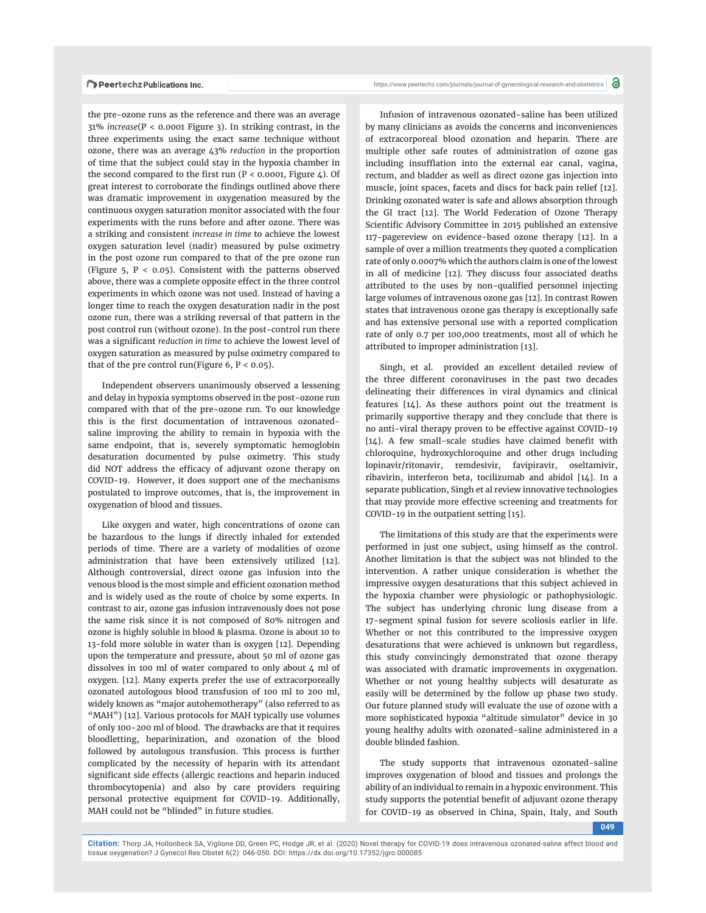the pre-ozone runs as the reference and there was an average 31% *increase*($P < 0.0001$ Figure 3). In striking contrast, in the three experiments using the exact same technique without ozone, there was an average 43% *reduction* in the proportion of time that the subject could stay in the hypoxia chamber in the second compared to the first run ($P < 0.0001$, Figure 4). Of great interest to corroborate the findings outlined above there was dramatic improvement in oxygenation measured by the continuous oxygen saturation monitor associated with the four experiments with the runs before and after ozone. There was a striking and consistent *increase in time* to achieve the lowest oxygen saturation level (nadir) measured by pulse oximetry in the post ozone run compared to that of the pre ozone run (Figure 5, $P < 0.05$). Consistent with the patterns observed above, there was a complete opposite effect in the three control experiments in which ozone was not used. Instead of having a longer time to reach the oxygen desaturation nadir in the post ozone run, there was a striking reversal of that pattern in the post control run (without ozone). In the post-control run there was a significant *reduction in time* to achieve the lowest level of oxygen saturation as measured by pulse oximetry compared to that of the pre control run(Figure 6, $P < 0.05$).

Independent observers unanimously observed a lessening and delay in hypoxia symptoms observed in the post-ozone run compared with that of the pre-ozone run. To our knowledge this is the first documentation of intravenous ozonated-saline improving the ability to remain in hypoxia with the same endpoint, that is, severely symptomatic hemoglobin desaturation documented by pulse oximetry. This study did NOT address the efficacy of adjuvant ozone therapy on COVID-19. However, it does support one of the mechanisms postulated to improve outcomes, that is, the improvement in oxygenation of blood and tissues.

Like oxygen and water, high concentrations of ozone can be hazardous to the lungs if directly inhaled for extended periods of time. There are a variety of modalities of ozone administration that have been extensively utilized [12]. Although controversial, direct ozone gas infusion into the venous blood is the most simple and efficient ozonation method and is widely used as the route of choice by some experts. In contrast to air, ozone gas infusion intravenously does not pose the same risk since it is not composed of 80% nitrogen and ozone is highly soluble in blood & plasma. Ozone is about 10 to 13-fold more soluble in water than is oxygen [12]. Depending upon the temperature and pressure, about 50 ml of ozone gas dissolves in 100 ml of water compared to only about 4 ml of oxygen. [12]. Many experts prefer the use of extracorporeally ozonated autologous blood transfusion of 100 ml to 200 ml, widely known as "major autohemotherapy" (also referred to as "MAH") [12]. Various protocols for MAH typically use volumes of only 100-200 ml of blood. The drawbacks are that it requires bloodletting, heparinization, and ozonation of the blood followed by autologous transfusion. This process is further complicated by the necessity of heparin with its attendant significant side effects (allergic reactions and heparin induced thrombocytopenia) and also by care providers requiring personal protective equipment for COVID-19. Additionally, MAH could not be "blinded" in future studies.

Infusion of intravenous ozonated-saline has been utilized by many clinicians as avoids the concerns and inconveniences of extracorporeal blood ozonation and heparin. There are multiple other safe routes of administration of ozone gas including insufflation into the external ear canal, vagina, rectum, and bladder as well as direct ozone gas injection into muscle, joint spaces, facets and discs for back pain relief [12]. Drinking ozonated water is safe and allows absorption through the GI tract [12]. The World Federation of Ozone Therapy Scientific Advisory Committee in 2015 published an extensive 117-pagereview on evidence-based ozone therapy [12]. In a sample of over a million treatments they quoted a complication rate of only 0.0007% which the authors claim is one of the lowest in all of medicine [12]. They discuss four associated deaths attributed to the uses by non-qualified personnel injecting large volumes of intravenous ozone gas [12]. In contrast Rowen states that intravenous ozone gas therapy is exceptionally safe and has extensive personal use with a reported complication rate of only 0.7 per 100,000 treatments, most all of which he attributed to improper administration [13].

Singh, et al. provided an excellent detailed review of the three different coronaviruses in the past two decades delineating their differences in viral dynamics and clinical features [14]. As these authors point out the treatment is primarily supportive therapy and they conclude that there is no anti-viral therapy proven to be effective against COVID-19 [14]. A few small-scale studies have claimed benefit with chloroquine, hydroxychloroquine and other drugs including lopinavir/ritonavir, remdesivir, favipiravir, oseltamivir, ribavirin, interferon beta, tocilizumab and abidol [14]. In a separate publication, Singh et al review innovative technologies that may provide more effective screening and treatments for COVID-19 in the outpatient setting [15].

The limitations of this study are that the experiments were performed in just one subject, using himself as the control. Another limitation is that the subject was not blinded to the intervention. A rather unique consideration is whether the impressive oxygen desaturations that this subject achieved in the hypoxia chamber were physiologic or pathophysiologic. The subject has underlying chronic lung disease from a 17-segment spinal fusion for severe scoliosis earlier in life. Whether or not this contributed to the impressive oxygen desaturations that were achieved is unknown but regardless, this study convincingly demonstrated that ozone therapy was associated with dramatic improvements in oxygenation. Whether or not young healthy subjects will desaturate as easily will be determined by the follow up phase two study. Our future planned study will evaluate the use of ozone with a more sophisticated hypoxia "altitude simulator" device in 30 young healthy adults with ozonated-saline administered in a double blinded fashion.

The study supports that intravenous ozonated-saline improves oxygenation of blood and tissues and prolongs the ability of an individual to remain in a hypoxic environment. This study supports the potential benefit of adjuvant ozone therapy for COVID-19 as observed in China, Spain, Italy, and South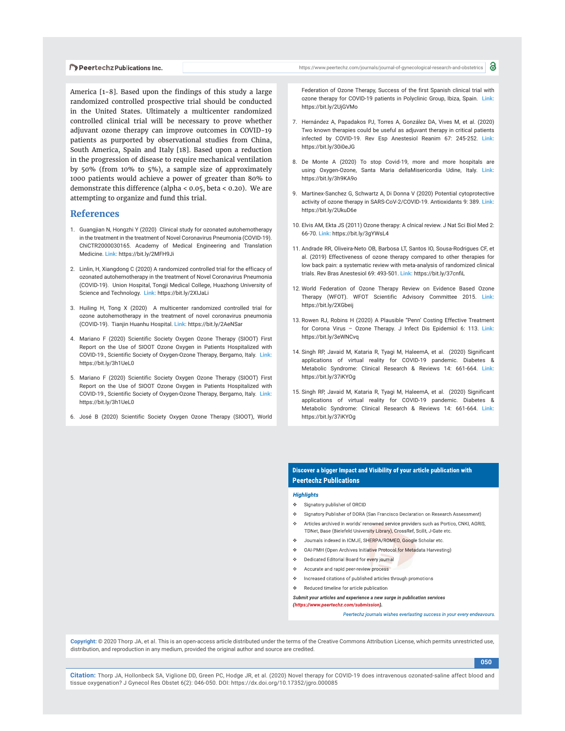America [1-8]. Based upon the findings of this study a large randomized controlled prospective trial should be conducted in the United States. Ultimately a multicenter randomized controlled clinical trial will be necessary to prove whether adjuvant ozone therapy can improve outcomes in COVID-19 patients as purported by observational studies from China, South America, Spain and Italy [18]. Based upon a reduction in the progression of disease to require mechanical ventilation by 50% (from 10% to 5%), a sample size of approximately 1000 patients would achieve a power of greater than 80% to demonstrate this difference (alpha < 0.05, beta < 0.20). We are attempting to organize and fund this trial.

## References

1. Guangjian N, Hongzhi Y (2020) Clinical study for ozonated autohemotherapy in the treatment of Novel Coronavirus Pneumonia (COVID-19). ChiCTR2000030165. Academy of Medical Engineering and Translation Medicine. Link: https://bit.ly/2MFH9Ji

2. Linlin, H, Xiangdong C (2020) A randomized controlled trial for the efficacy of ozonated autohemotherapy in the treatment of Novel Coronavirus Pneumonia (COVID-19). Union Hospital, Tongji Medical College, Huazhong University of Science and Technology. Link: https://bit.ly/2XIJaLi

3. Huiling H, Tong X (2020) A multicenter randomized controlled trial for ozone autohemotherapy in the treatment of novel coronavirus pneumonia (COVID-19). Tianjin Huanhu Hospital. Link: https://bit.ly/2AeNSar

4. Mariano F (2020) Scientific Society Oxygen Ozone Therapy (SIOOT) First Report on the Use of SIOOT Ozone Oxygen in Patients Hospitalized with COVID-19., Scientific Society of Oxygen-Ozone Therapy, Bergamo, Italy. Link: https://bit.ly/3h1UeL0

5. Mariano F (2020) Scientific Society Oxygen Ozone Therapy (SIOOT) First Report on the Use of SIOOT Ozone Oxygen in Patients Hospitalized with COVID-19., Scientific Society of Oxygen-Ozone Therapy, Bergamo, Italy. Link: https://bit.ly/3h1UeL0

6. José B (2020) Scientific Society Oxygen Ozone Therapy (SIOOT), World Federation of Ozone Therapy, Success of the first Spanish clinical trial with ozone therapy for COVID-19 patients in Polyclinic Group, Ibiza, Spain. Link: https://bit.ly/2UjGVMo

7. Hernández A, Papadakos PJ, Torres A, González DA, Vives M, et al. (2020) Two known therapies could be useful as adjuvant therapy in critical patients infected by COVID-19. Rev Esp Anestesiol Reanim 67: 245-252. Link: https://bit.ly/30i0eJG

8. De Monte A (2020) To stop Covid-19, more and more hospitals are using Oxygen-Ozone, Santa Maria dellaMisericordia Udine, Italy. Link: https://bit.ly/3h9KA9o

9. Martinez-Sanchez G, Schwartz A, Di Donna V (2020) Potential cytoprotective activity of ozone therapy in SARS-CoV-2/COVID-19. Antioxidants 9: 389. Link: https://bit.ly/2UkuD6e

10. Elvis AM, Ekta JS (2011) Ozone therapy: A clnical review. J Nat Sci Biol Med 2: 66-70. Link: https://bit.ly/3gYWsL4

11. Andrade RR, Oliveira-Neto OB, Barbosa LT, Santos IO, Sousa-Rodrigues CF, et al. (2019) Effectiveness of ozone therapy compared to other therapies for low back pain: a systematic review with meta-analysis of randomized clinical trials. Rev Bras Anestesiol 69: 493-501. Link: https://bit.ly/37cnfiL

12. World Federation of Ozone Therapy Review on Evidence Based Ozone Therapy (WFOT). WFOT Scientific Advisory Committee 2015. Link: https://bit.ly/2XGbeij

13. Rowen RJ, Robins H (2020) A Plausible "Penn' Costing Effective Treatment for Corona Virus – Ozone Therapy. J Infect Dis Epidemiol 6: 113. Link: https://bit.ly/3eWNCvq

14. Singh RP, Javaid M, Kataria R, Tyagi M, HaleemA, et al. (2020) Significant applications of virtual reality for COVID-19 pandemic. Diabetes & Metabolic Syndrome: Clinical Research & Reviews 14: 661-664. Link: https://bit.ly/37iKYOg

15. Singh RP, Javaid M, Kataria R, Tyagi M, HaleemA, et al. (2020) Significant applications of virtual reality for COVID-19 pandemic. Diabetes & Metabolic Syndrome: Clinical Research & Reviews 14: 661-664. Link: https://bit.ly/37iKYOg

**Discover a bigger Impact and Visibility of your article publication with Peertechz Publications**

***Highlights***

- Signatory publisher of ORCID
- Signatory Publisher of DORA (San Francisco Declaration on Research Assessment)
- Articles archived in worlds' renowned service providers such as Portico, CNKI, AGRIS, TDNet, Base (Bielefeld University Library), CrossRef, Scilit, J-Gate etc.
- Journals indexed in ICMJE, SHERPA/ROMEO, Google Scholar etc.
- OAI-PMH (Open Archives Initiative Protocol for Metadata Harvesting)
- Dedicated Editorial Board for every journal
- Accurate and rapid peer-review process
- Increased citations of published articles through promotions
- Reduced timeline for article publication

***Submit your articles and experience a new surge in publication services (https://www.peertechz.com/submission).***

*Peertechz journals wishes everlasting success in your every endeavours.*

**Copyright:** © 2020 Thorp JA, et al. This is an open-access article distributed under the terms of the Creative Commons Attribution License, which permits unrestricted use, distribution, and reproduction in any medium, provided the original author and source are credited.

**Citation:** Thorp JA, Hollonbeck SA, Viglione DD, Green PC, Hodge JR, et al. (2020) Novel therapy for COVID-19 does intravenous ozonated-saline affect blood and tissue oxygenation? J Gynecol Res Obstet 6(2): 046-050. DOI: https://dx.doi.org/10.17352/jgro.000085